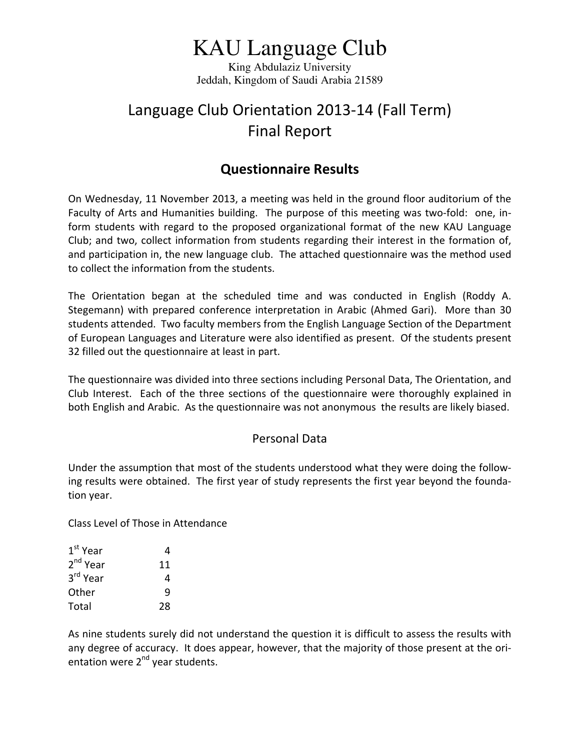# KAU Language Club

King Abdulaziz University
Jeddah, Kingdom of Saudi Arabia 21589

## Language Club Orientation 2013-14 (Fall Term)
## Final Report

### Questionnaire Results

On Wednesday, 11 November 2013, a meeting was held in the ground floor auditorium of the Faculty of Arts and Humanities building. The purpose of this meeting was two-fold: one, inform students with regard to the proposed organizational format of the new KAU Language Club; and two, collect information from students regarding their interest in the formation of, and participation in, the new language club. The attached questionnaire was the method used to collect the information from the students.

The Orientation began at the scheduled time and was conducted in English (Roddy A. Stegemann) with prepared conference interpretation in Arabic (Ahmed Gari). More than 30 students attended. Two faculty members from the English Language Section of the Department of European Languages and Literature were also identified as present. Of the students present 32 filled out the questionnaire at least in part.

The questionnaire was divided into three sections including Personal Data, The Orientation, and Club Interest. Each of the three sections of the questionnaire were thoroughly explained in both English and Arabic. As the questionnaire was not anonymous the results are likely biased.

#### Personal Data

Under the assumption that most of the students understood what they were doing the following results were obtained. The first year of study represents the first year beyond the foundation year.

Class Level of Those in Attendance

| | |
|---|---|
| 1st Year | 4 |
| 2nd Year | 11 |
| 3rd Year | 4 |
| Other | 9 |
| Total | 28 |

As nine students surely did not understand the question it is difficult to assess the results with any degree of accuracy. It does appear, however, that the majority of those present at the orientation were 2nd year students.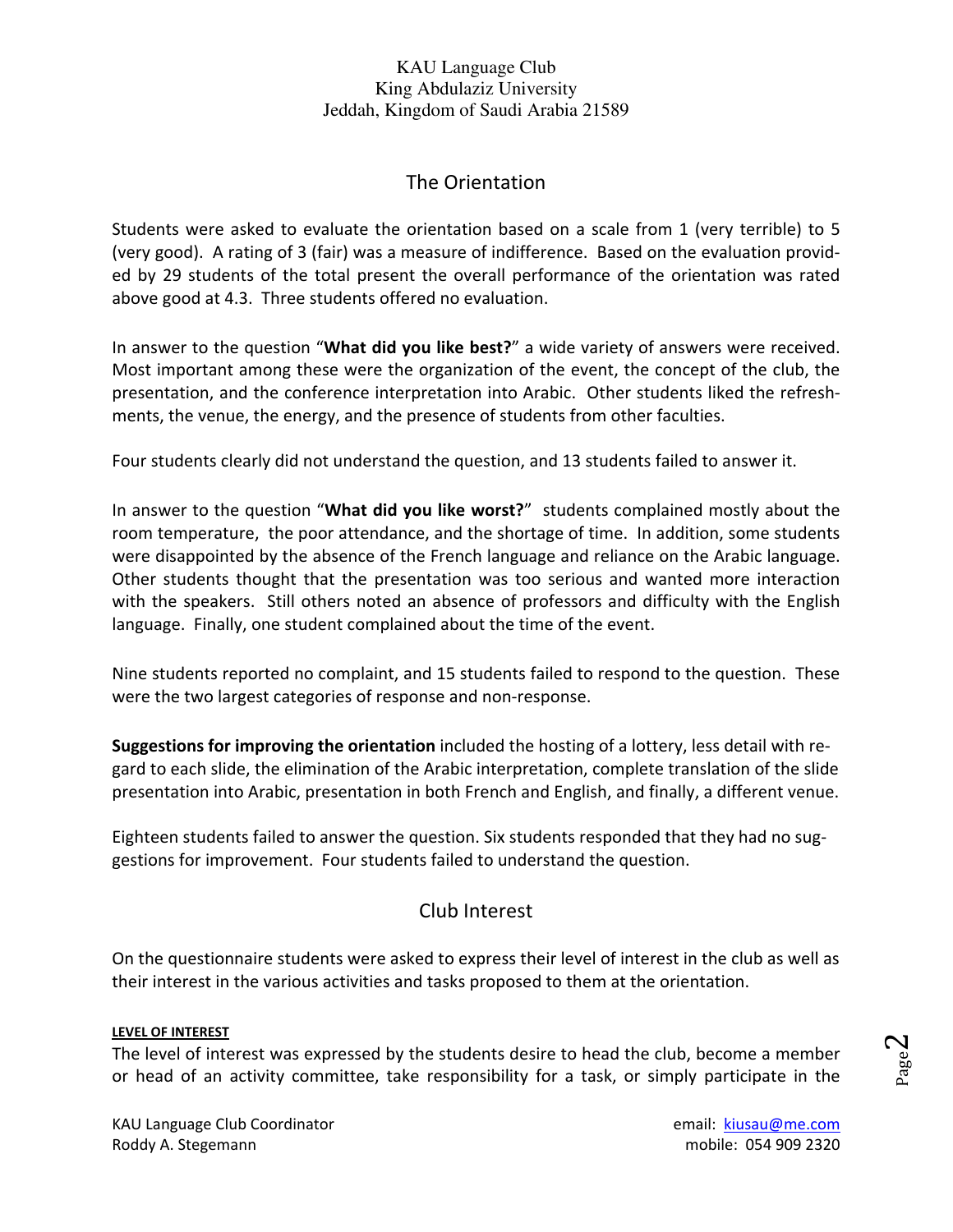## The Orientation

Students were asked to evaluate the orientation based on a scale from 1 (very terrible) to 5 (very good). A rating of 3 (fair) was a measure of indifference. Based on the evaluation provided by 29 students of the total present the overall performance of the orientation was rated above good at 4.3. Three students offered no evaluation.

In answer to the question "**What did you like best?**" a wide variety of answers were received. Most important among these were the organization of the event, the concept of the club, the presentation, and the conference interpretation into Arabic. Other students liked the refreshments, the venue, the energy, and the presence of students from other faculties.

Four students clearly did not understand the question, and 13 students failed to answer it.

In answer to the question "**What did you like worst?**" students complained mostly about the room temperature, the poor attendance, and the shortage of time. In addition, some students were disappointed by the absence of the French language and reliance on the Arabic language. Other students thought that the presentation was too serious and wanted more interaction with the speakers. Still others noted an absence of professors and difficulty with the English language. Finally, one student complained about the time of the event.

Nine students reported no complaint, and 15 students failed to respond to the question. These were the two largest categories of response and non-response.

**Suggestions for improving the orientation** included the hosting of a lottery, less detail with regard to each slide, the elimination of the Arabic interpretation, complete translation of the slide presentation into Arabic, presentation in both French and English, and finally, a different venue.

Eighteen students failed to answer the question. Six students responded that they had no suggestions for improvement. Four students failed to understand the question.

## Club Interest

On the questionnaire students were asked to express their level of interest in the club as well as their interest in the various activities and tasks proposed to them at the orientation.

**LEVEL OF INTEREST**

The level of interest was expressed by the students desire to head the club, become a member or head of an activity committee, take responsibility for a task, or simply participate in the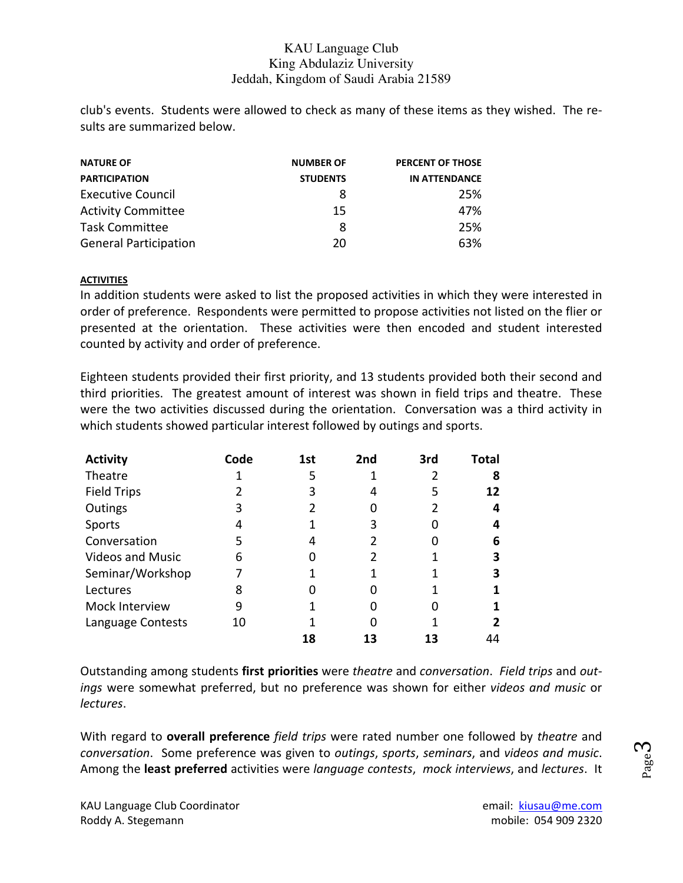club's events. Students were allowed to check as many of these items as they wished. The results are summarized below.

| NATURE OF PARTICIPATION | NUMBER OF STUDENTS | PERCENT OF THOSE IN ATTENDANCE |
|---|---|---|
| Executive Council | 8 | 25% |
| Activity Committee | 15 | 47% |
| Task Committee | 8 | 25% |
| General Participation | 20 | 63% |

**ACTIVITIES**

In addition students were asked to list the proposed activities in which they were interested in order of preference. Respondents were permitted to propose activities not listed on the flier or presented at the orientation. These activities were then encoded and student interested counted by activity and order of preference.

Eighteen students provided their first priority, and 13 students provided both their second and third priorities. The greatest amount of interest was shown in field trips and theatre. These were the two activities discussed during the orientation. Conversation was a third activity in which students showed particular interest followed by outings and sports.

| Activity | Code | 1st | 2nd | 3rd | Total |
|---|---|---|---|---|---|
| Theatre | 1 | 5 | 1 | 2 | **8** |
| Field Trips | 2 | 3 | 4 | 5 | **12** |
| Outings | 3 | 2 | 0 | 2 | **4** |
| Sports | 4 | 1 | 3 | 0 | **4** |
| Conversation | 5 | 4 | 2 | 0 | **6** |
| Videos and Music | 6 | 0 | 2 | 1 | **3** |
| Seminar/Workshop | 7 | 1 | 1 | 1 | **3** |
| Lectures | 8 | 0 | 0 | 1 | **1** |
| Mock Interview | 9 | 1 | 0 | 0 | **1** |
| Language Contests | 10 | 1 | 0 | 1 | **2** |
| | | **18** | **13** | **13** | 44 |

Outstanding among students **first priorities** were *theatre* and *conversation*. *Field trips* and *outings* were somewhat preferred, but no preference was shown for either *videos and music* or *lectures*.

With regard to **overall preference** *field trips* were rated number one followed by *theatre* and *conversation*. Some preference was given to *outings*, *sports*, *seminars*, and *videos and music*. Among the **least preferred** activities were *language contests*, *mock interviews*, and *lectures*. It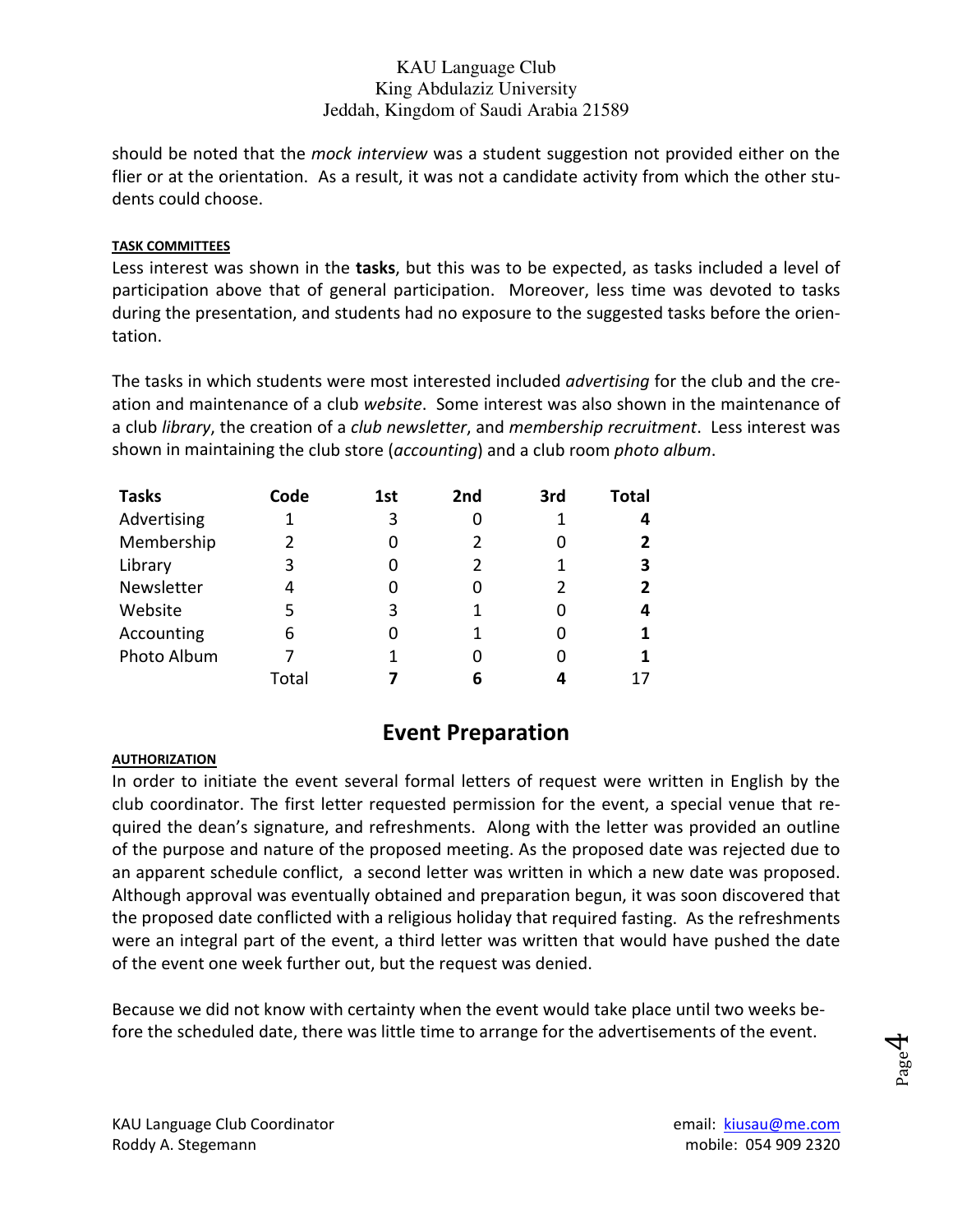should be noted that the *mock interview* was a student suggestion not provided either on the flier or at the orientation. As a result, it was not a candidate activity from which the other students could choose.

**TASK COMMITTEES**

Less interest was shown in the **tasks**, but this was to be expected, as tasks included a level of participation above that of general participation. Moreover, less time was devoted to tasks during the presentation, and students had no exposure to the suggested tasks before the orientation.

The tasks in which students were most interested included *advertising* for the club and the creation and maintenance of a club *website*. Some interest was also shown in the maintenance of a club *library*, the creation of a *club newsletter*, and *membership recruitment*. Less interest was shown in maintaining the club store (*accounting*) and a club room *photo album*.

| Tasks | Code | 1st | 2nd | 3rd | Total |
|---|---|---|---|---|---|
| Advertising | 1 | 3 | 0 | 1 | **4** |
| Membership | 2 | 0 | 2 | 0 | **2** |
| Library | 3 | 0 | 2 | 1 | **3** |
| Newsletter | 4 | 0 | 0 | 2 | **2** |
| Website | 5 | 3 | 1 | 0 | **4** |
| Accounting | 6 | 0 | 1 | 0 | **1** |
| Photo Album | 7 | 1 | 0 | 0 | **1** |
| | Total | **7** | **6** | **4** | 17 |

## Event Preparation

**AUTHORIZATION**

In order to initiate the event several formal letters of request were written in English by the club coordinator. The first letter requested permission for the event, a special venue that required the dean's signature, and refreshments. Along with the letter was provided an outline of the purpose and nature of the proposed meeting. As the proposed date was rejected due to an apparent schedule conflict, a second letter was written in which a new date was proposed. Although approval was eventually obtained and preparation begun, it was soon discovered that the proposed date conflicted with a religious holiday that required fasting. As the refreshments were an integral part of the event, a third letter was written that would have pushed the date of the event one week further out, but the request was denied.

Because we did not know with certainty when the event would take place until two weeks before the scheduled date, there was little time to arrange for the advertisements of the event.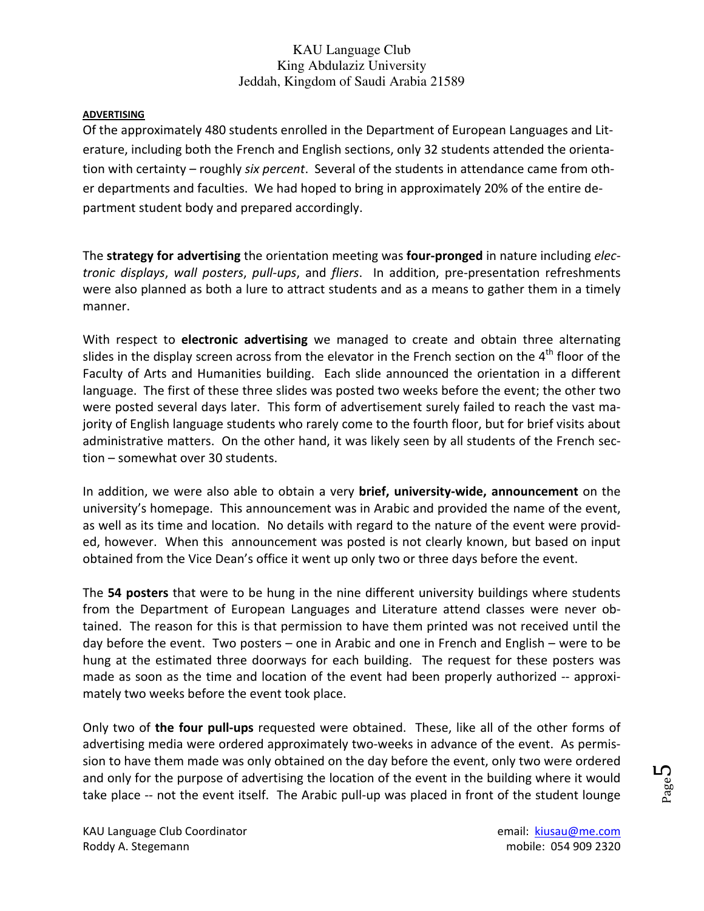## ADVERTISING

Of the approximately 480 students enrolled in the Department of European Languages and Literature, including both the French and English sections, only 32 students attended the orientation with certainty – roughly *six percent*. Several of the students in attendance came from other departments and faculties. We had hoped to bring in approximately 20% of the entire department student body and prepared accordingly.

The **strategy for advertising** the orientation meeting was **four-pronged** in nature including *electronic displays*, *wall posters*, *pull-ups*, and *fliers*. In addition, pre-presentation refreshments were also planned as both a lure to attract students and as a means to gather them in a timely manner.

With respect to **electronic advertising** we managed to create and obtain three alternating slides in the display screen across from the elevator in the French section on the 4th floor of the Faculty of Arts and Humanities building. Each slide announced the orientation in a different language. The first of these three slides was posted two weeks before the event; the other two were posted several days later. This form of advertisement surely failed to reach the vast majority of English language students who rarely come to the fourth floor, but for brief visits about administrative matters. On the other hand, it was likely seen by all students of the French section – somewhat over 30 students.

In addition, we were also able to obtain a very **brief, university-wide, announcement** on the university's homepage. This announcement was in Arabic and provided the name of the event, as well as its time and location. No details with regard to the nature of the event were provided, however. When this announcement was posted is not clearly known, but based on input obtained from the Vice Dean's office it went up only two or three days before the event.

The **54 posters** that were to be hung in the nine different university buildings where students from the Department of European Languages and Literature attend classes were never obtained. The reason for this is that permission to have them printed was not received until the day before the event. Two posters – one in Arabic and one in French and English – were to be hung at the estimated three doorways for each building. The request for these posters was made as soon as the time and location of the event had been properly authorized -- approximately two weeks before the event took place.

Only two of **the four pull-ups** requested were obtained. These, like all of the other forms of advertising media were ordered approximately two-weeks in advance of the event. As permission to have them made was only obtained on the day before the event, only two were ordered and only for the purpose of advertising the location of the event in the building where it would take place -- not the event itself. The Arabic pull-up was placed in front of the student lounge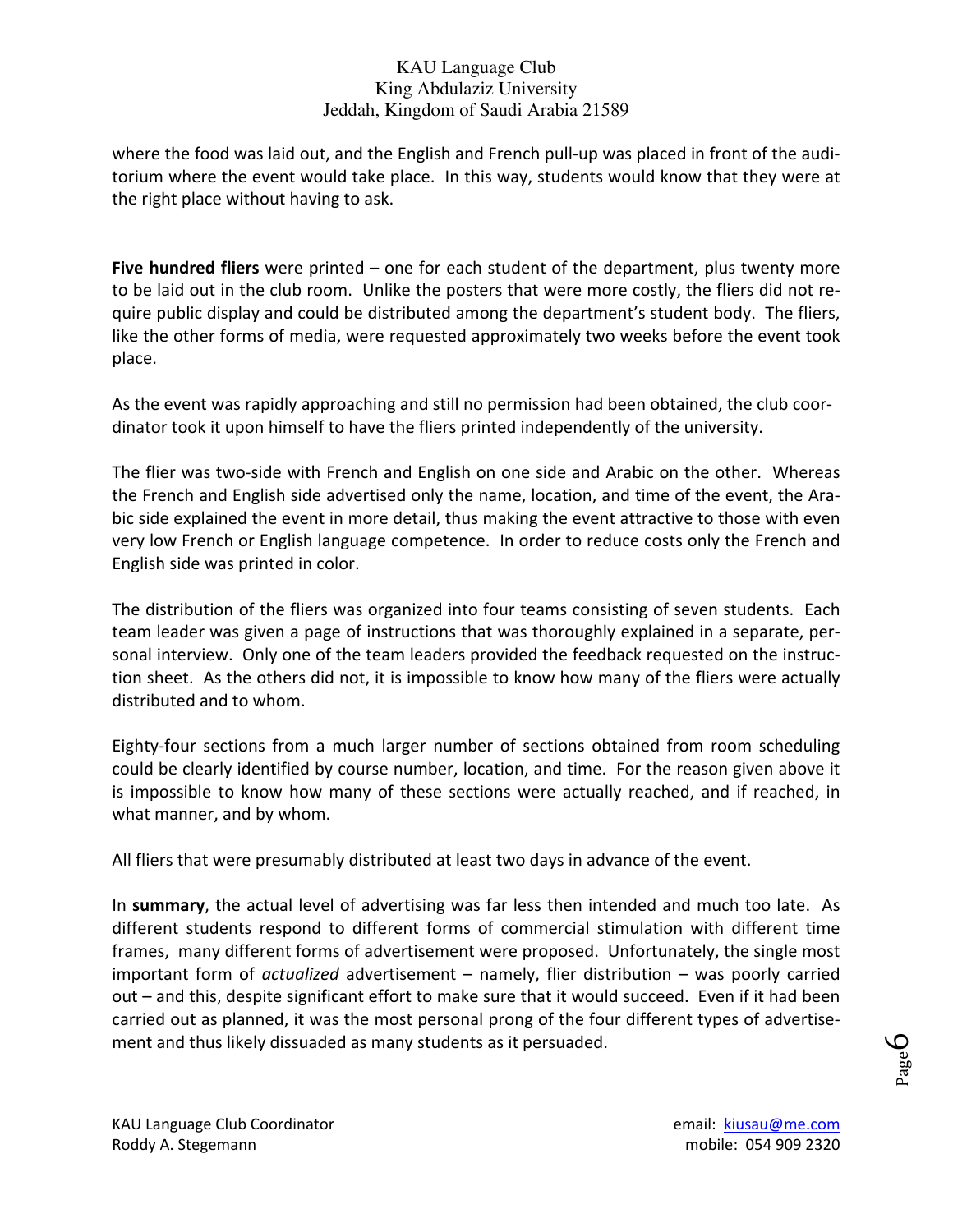where the food was laid out, and the English and French pull-up was placed in front of the auditorium where the event would take place. In this way, students would know that they were at the right place without having to ask.

**Five hundred fliers** were printed – one for each student of the department, plus twenty more to be laid out in the club room. Unlike the posters that were more costly, the fliers did not require public display and could be distributed among the department's student body. The fliers, like the other forms of media, were requested approximately two weeks before the event took place.

As the event was rapidly approaching and still no permission had been obtained, the club coordinator took it upon himself to have the fliers printed independently of the university.

The flier was two-side with French and English on one side and Arabic on the other. Whereas the French and English side advertised only the name, location, and time of the event, the Arabic side explained the event in more detail, thus making the event attractive to those with even very low French or English language competence. In order to reduce costs only the French and English side was printed in color.

The distribution of the fliers was organized into four teams consisting of seven students. Each team leader was given a page of instructions that was thoroughly explained in a separate, personal interview. Only one of the team leaders provided the feedback requested on the instruction sheet. As the others did not, it is impossible to know how many of the fliers were actually distributed and to whom.

Eighty-four sections from a much larger number of sections obtained from room scheduling could be clearly identified by course number, location, and time. For the reason given above it is impossible to know how many of these sections were actually reached, and if reached, in what manner, and by whom.

All fliers that were presumably distributed at least two days in advance of the event.

In **summary**, the actual level of advertising was far less then intended and much too late. As different students respond to different forms of commercial stimulation with different time frames, many different forms of advertisement were proposed. Unfortunately, the single most important form of *actualized* advertisement – namely, flier distribution – was poorly carried out – and this, despite significant effort to make sure that it would succeed. Even if it had been carried out as planned, it was the most personal prong of the four different types of advertisement and thus likely dissuaded as many students as it persuaded.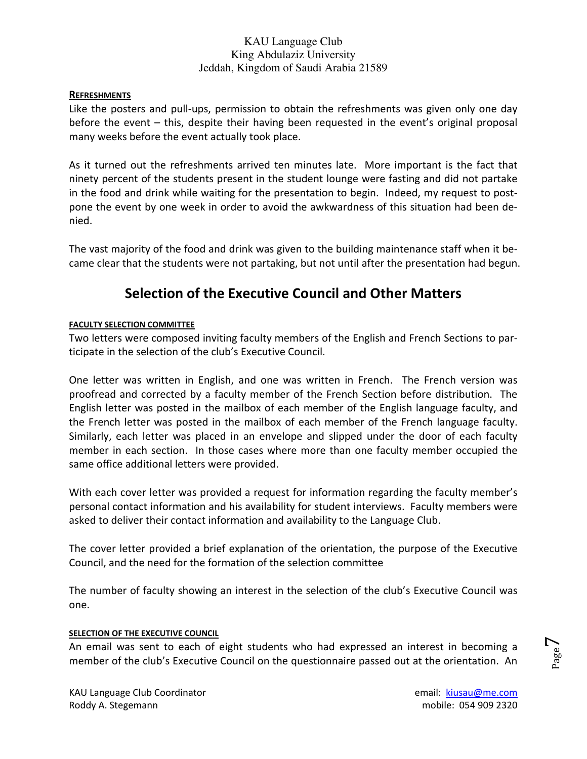#### REFRESHMENTS

Like the posters and pull-ups, permission to obtain the refreshments was given only one day before the event – this, despite their having been requested in the event's original proposal many weeks before the event actually took place.

As it turned out the refreshments arrived ten minutes late. More important is the fact that ninety percent of the students present in the student lounge were fasting and did not partake in the food and drink while waiting for the presentation to begin. Indeed, my request to postpone the event by one week in order to avoid the awkwardness of this situation had been denied.

The vast majority of the food and drink was given to the building maintenance staff when it became clear that the students were not partaking, but not until after the presentation had begun.

## Selection of the Executive Council and Other Matters

#### FACULTY SELECTION COMMITTEE

Two letters were composed inviting faculty members of the English and French Sections to participate in the selection of the club's Executive Council.

One letter was written in English, and one was written in French. The French version was proofread and corrected by a faculty member of the French Section before distribution. The English letter was posted in the mailbox of each member of the English language faculty, and the French letter was posted in the mailbox of each member of the French language faculty. Similarly, each letter was placed in an envelope and slipped under the door of each faculty member in each section. In those cases where more than one faculty member occupied the same office additional letters were provided.

With each cover letter was provided a request for information regarding the faculty member's personal contact information and his availability for student interviews. Faculty members were asked to deliver their contact information and availability to the Language Club.

The cover letter provided a brief explanation of the orientation, the purpose of the Executive Council, and the need for the formation of the selection committee

The number of faculty showing an interest in the selection of the club's Executive Council was one.

#### SELECTION OF THE EXECUTIVE COUNCIL

An email was sent to each of eight students who had expressed an interest in becoming a member of the club's Executive Council on the questionnaire passed out at the orientation. An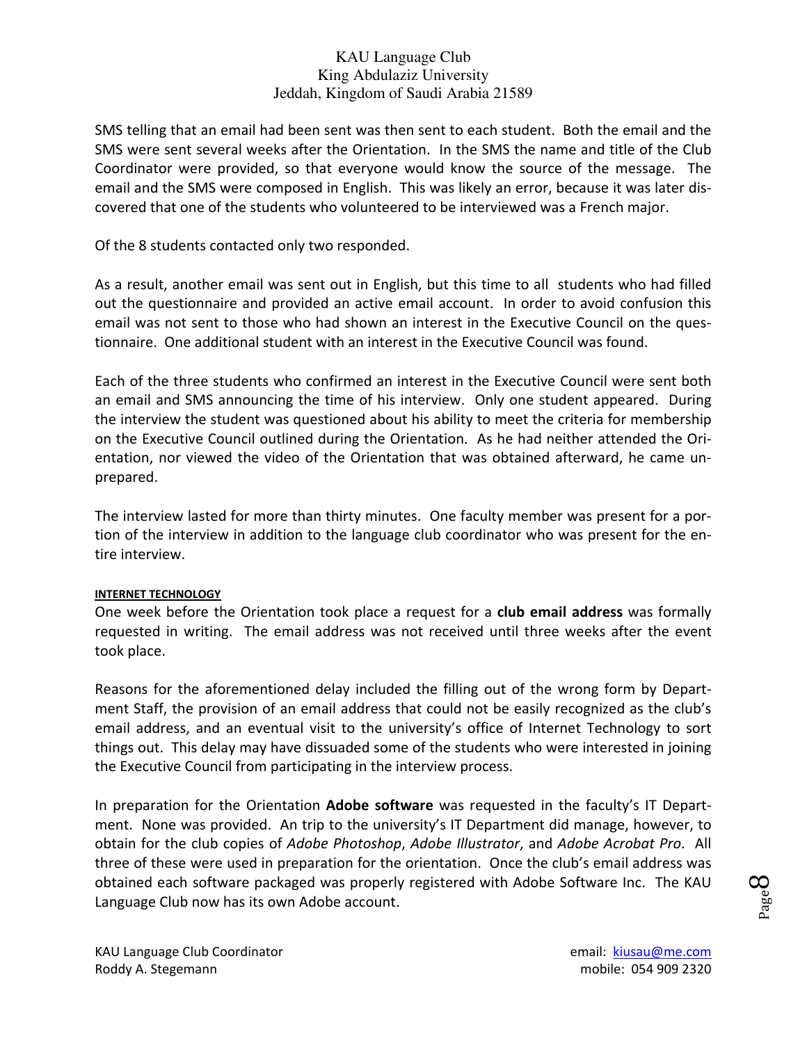SMS telling that an email had been sent was then sent to each student. Both the email and the SMS were sent several weeks after the Orientation. In the SMS the name and title of the Club Coordinator were provided, so that everyone would know the source of the message. The email and the SMS were composed in English. This was likely an error, because it was later discovered that one of the students who volunteered to be interviewed was a French major.

Of the 8 students contacted only two responded.

As a result, another email was sent out in English, but this time to all students who had filled out the questionnaire and provided an active email account. In order to avoid confusion this email was not sent to those who had shown an interest in the Executive Council on the questionnaire. One additional student with an interest in the Executive Council was found.

Each of the three students who confirmed an interest in the Executive Council were sent both an email and SMS announcing the time of his interview. Only one student appeared. During the interview the student was questioned about his ability to meet the criteria for membership on the Executive Council outlined during the Orientation. As he had neither attended the Orientation, nor viewed the video of the Orientation that was obtained afterward, he came unprepared.

The interview lasted for more than thirty minutes. One faculty member was present for a portion of the interview in addition to the language club coordinator who was present for the entire interview.

#### INTERNET TECHNOLOGY

One week before the Orientation took place a request for a **club email address** was formally requested in writing. The email address was not received until three weeks after the event took place.

Reasons for the aforementioned delay included the filling out of the wrong form by Department Staff, the provision of an email address that could not be easily recognized as the club's email address, and an eventual visit to the university's office of Internet Technology to sort things out. This delay may have dissuaded some of the students who were interested in joining the Executive Council from participating in the interview process.

In preparation for the Orientation **Adobe software** was requested in the faculty's IT Department. None was provided. An trip to the university's IT Department did manage, however, to obtain for the club copies of *Adobe Photoshop*, *Adobe Illustrator*, and *Adobe Acrobat Pro*. All three of these were used in preparation for the orientation. Once the club's email address was obtained each software packaged was properly registered with Adobe Software Inc. The KAU Language Club now has its own Adobe account.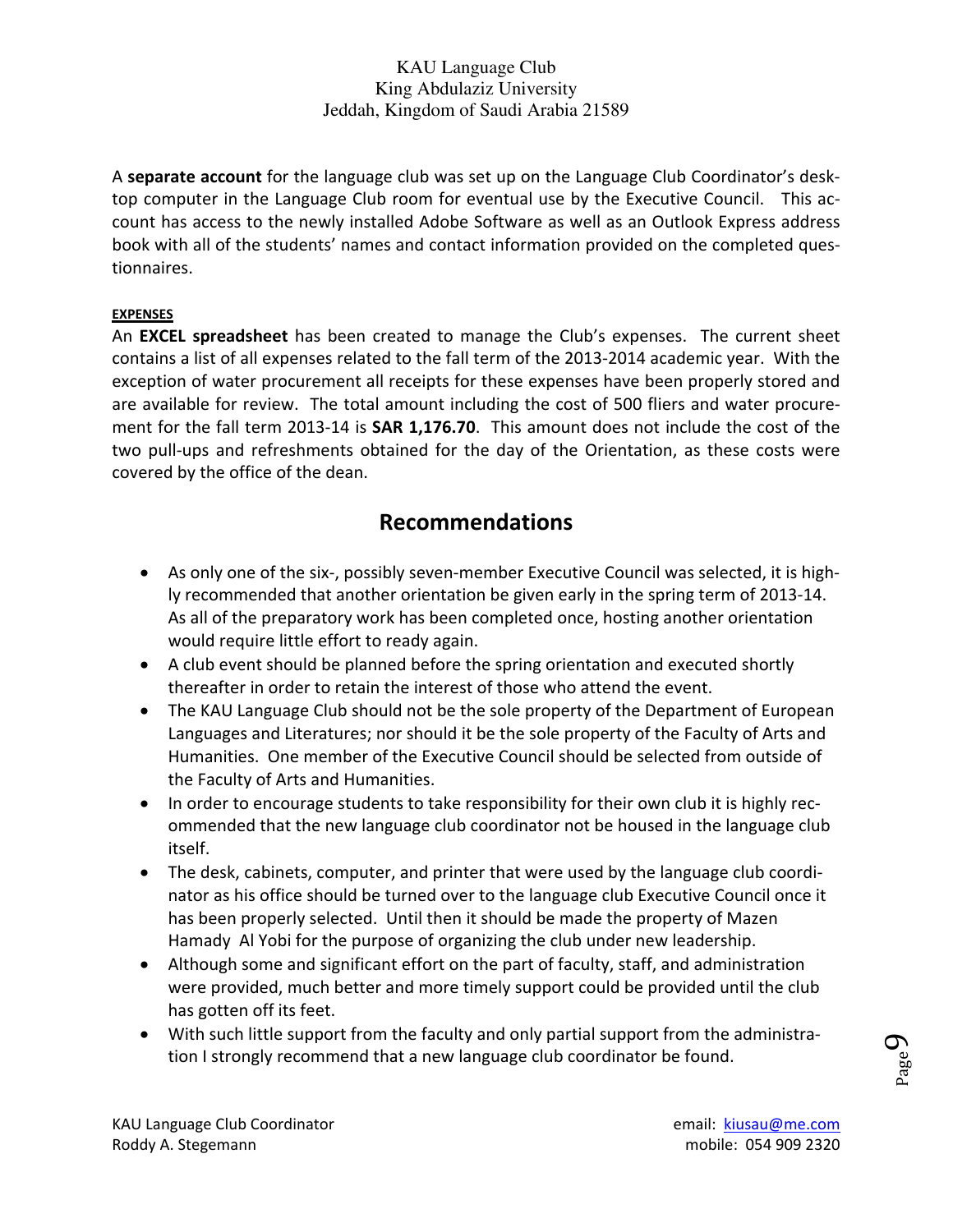A **separate account** for the language club was set up on the Language Club Coordinator's desktop computer in the Language Club room for eventual use by the Executive Council. This account has access to the newly installed Adobe Software as well as an Outlook Express address book with all of the students' names and contact information provided on the completed questionnaires.

**EXPENSES**

An **EXCEL spreadsheet** has been created to manage the Club's expenses. The current sheet contains a list of all expenses related to the fall term of the 2013-2014 academic year. With the exception of water procurement all receipts for these expenses have been properly stored and are available for review. The total amount including the cost of 500 fliers and water procurement for the fall term 2013-14 is **SAR 1,176.70**. This amount does not include the cost of the two pull-ups and refreshments obtained for the day of the Orientation, as these costs were covered by the office of the dean.

## Recommendations

- As only one of the six-, possibly seven-member Executive Council was selected, it is highly recommended that another orientation be given early in the spring term of 2013-14. As all of the preparatory work has been completed once, hosting another orientation would require little effort to ready again.
- A club event should be planned before the spring orientation and executed shortly thereafter in order to retain the interest of those who attend the event.
- The KAU Language Club should not be the sole property of the Department of European Languages and Literatures; nor should it be the sole property of the Faculty of Arts and Humanities. One member of the Executive Council should be selected from outside of the Faculty of Arts and Humanities.
- In order to encourage students to take responsibility for their own club it is highly recommended that the new language club coordinator not be housed in the language club itself.
- The desk, cabinets, computer, and printer that were used by the language club coordinator as his office should be turned over to the language club Executive Council once it has been properly selected. Until then it should be made the property of Mazen Hamady Al Yobi for the purpose of organizing the club under new leadership.
- Although some and significant effort on the part of faculty, staff, and administration were provided, much better and more timely support could be provided until the club has gotten off its feet.
- With such little support from the faculty and only partial support from the administration I strongly recommend that a new language club coordinator be found.